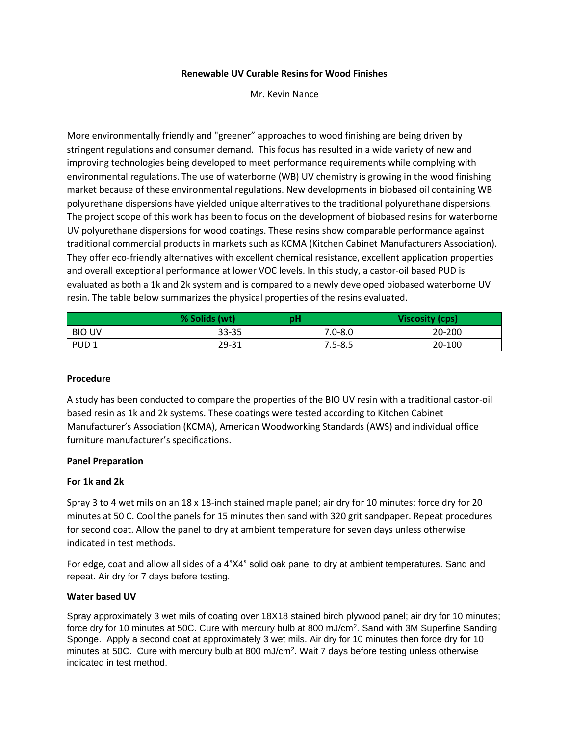# Renewable UV Curable Resins for Wood Finishes

Mr. Kevin Nance

More environmentally friendly and "greener" approaches to wood finishing are being driven by stringent regulations and consumer demand. This focus has resulted in a wide variety of new and improving technologies being developed to meet performance requirements while complying with environmental regulations. The use of waterborne (WB) UV chemistry is growing in the wood finishing market because of these environmental regulations. New developments in biobased oil containing WB polyurethane dispersions have yielded unique alternatives to the traditional polyurethane dispersions. The project scope of this work has been to focus on the development of biobased resins for waterborne UV polyurethane dispersions for wood coatings. These resins show comparable performance against traditional commercial products in markets such as KCMA (Kitchen Cabinet Manufacturers Association). They offer eco-friendly alternatives with excellent chemical resistance, excellent application properties and overall exceptional performance at lower VOC levels. In this study, a castor-oil based PUD is evaluated as both a 1k and 2k system and is compared to a newly developed biobased waterborne UV resin. The table below summarizes the physical properties of the resins evaluated.

| | % Solids (wt) | pH | Viscosity (cps) |
|---|---|---|---|
| BIO UV | 33-35 | 7.0-8.0 | 20-200 |
| PUD 1 | 29-31 | 7.5-8.5 | 20-100 |

**Procedure**

A study has been conducted to compare the properties of the BIO UV resin with a traditional castor-oil based resin as 1k and 2k systems. These coatings were tested according to Kitchen Cabinet Manufacturer's Association (KCMA), American Woodworking Standards (AWS) and individual office furniture manufacturer's specifications.

**Panel Preparation**

**For 1k and 2k**

Spray 3 to 4 wet mils on an 18 x 18-inch stained maple panel; air dry for 10 minutes; force dry for 20 minutes at 50 C. Cool the panels for 15 minutes then sand with 320 grit sandpaper. Repeat procedures for second coat. Allow the panel to dry at ambient temperature for seven days unless otherwise indicated in test methods.

For edge, coat and allow all sides of a 4"X4" solid oak panel to dry at ambient temperatures. Sand and repeat. Air dry for 7 days before testing.

**Water based UV**

Spray approximately 3 wet mils of coating over 18X18 stained birch plywood panel; air dry for 10 minutes; force dry for 10 minutes at 50C. Cure with mercury bulb at 800 mJ/cm$^2$. Sand with 3M Superfine Sanding Sponge. Apply a second coat at approximately 3 wet mils. Air dry for 10 minutes then force dry for 10 minutes at 50C. Cure with mercury bulb at 800 mJ/cm$^2$. Wait 7 days before testing unless otherwise indicated in test method.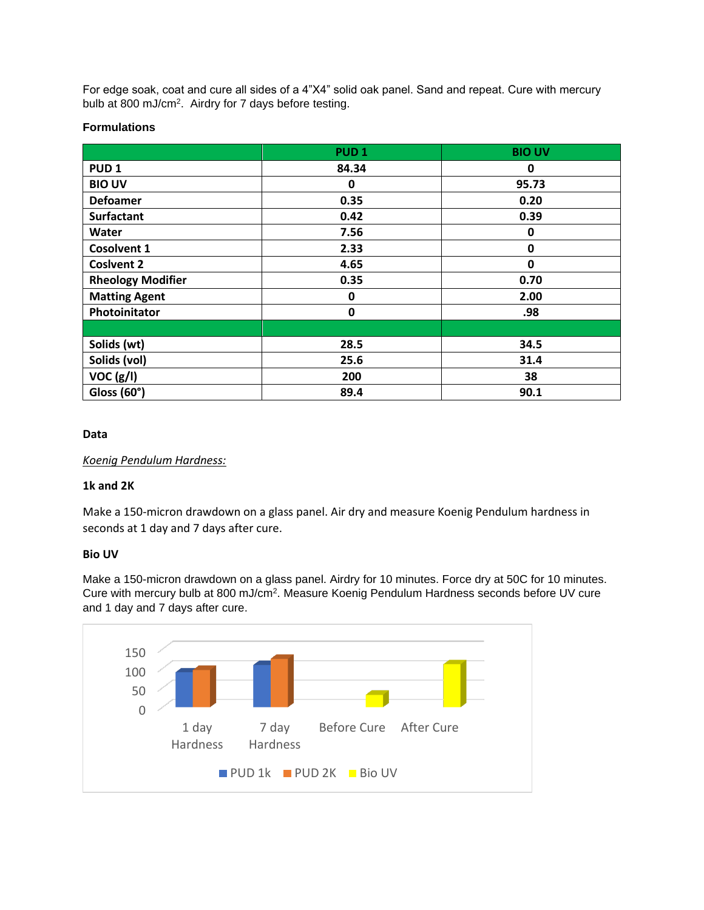For edge soak, coat and cure all sides of a 4"X4" solid oak panel. Sand and repeat. Cure with mercury bulb at 800 mJ/cm$^2$. Airdry for 7 days before testing.

**Formulations**

| | PUD 1 | BIO UV |
|---|---|---|
| **PUD 1** | **84.34** | **0** |
| **BIO UV** | **0** | **95.73** |
| **Defoamer** | **0.35** | **0.20** |
| **Surfactant** | **0.42** | **0.39** |
| **Water** | **7.56** | **0** |
| **Cosolvent 1** | **2.33** | **0** |
| **Coslvent 2** | **4.65** | **0** |
| **Rheology Modifier** | **0.35** | **0.70** |
| **Matting Agent** | **0** | **2.00** |
| **Photoinitator** | **0** | **.98** |
| | | |
| **Solids (wt)** | **28.5** | **34.5** |
| **Solids (vol)** | **25.6** | **31.4** |
| **VOC (g/l)** | **200** | **38** |
| **Gloss (60°)** | **89.4** | **90.1** |

**Data**

*Koenig Pendulum Hardness:*

**1k and 2K**

Make a 150-micron drawdown on a glass panel. Air dry and measure Koenig Pendulum hardness in seconds at 1 day and 7 days after cure.

**Bio UV**

Make a 150-micron drawdown on a glass panel. Airdry for 10 minutes. Force dry at 50C for 10 minutes. Cure with mercury bulb at 800 mJ/cm$^2$. Measure Koenig Pendulum Hardness seconds before UV cure and 1 day and 7 days after cure.

150
100
50
0

1 day Hardness | 7 day Hardness | Before Cure | After Cure

PUD 1k | PUD 2K | Bio UV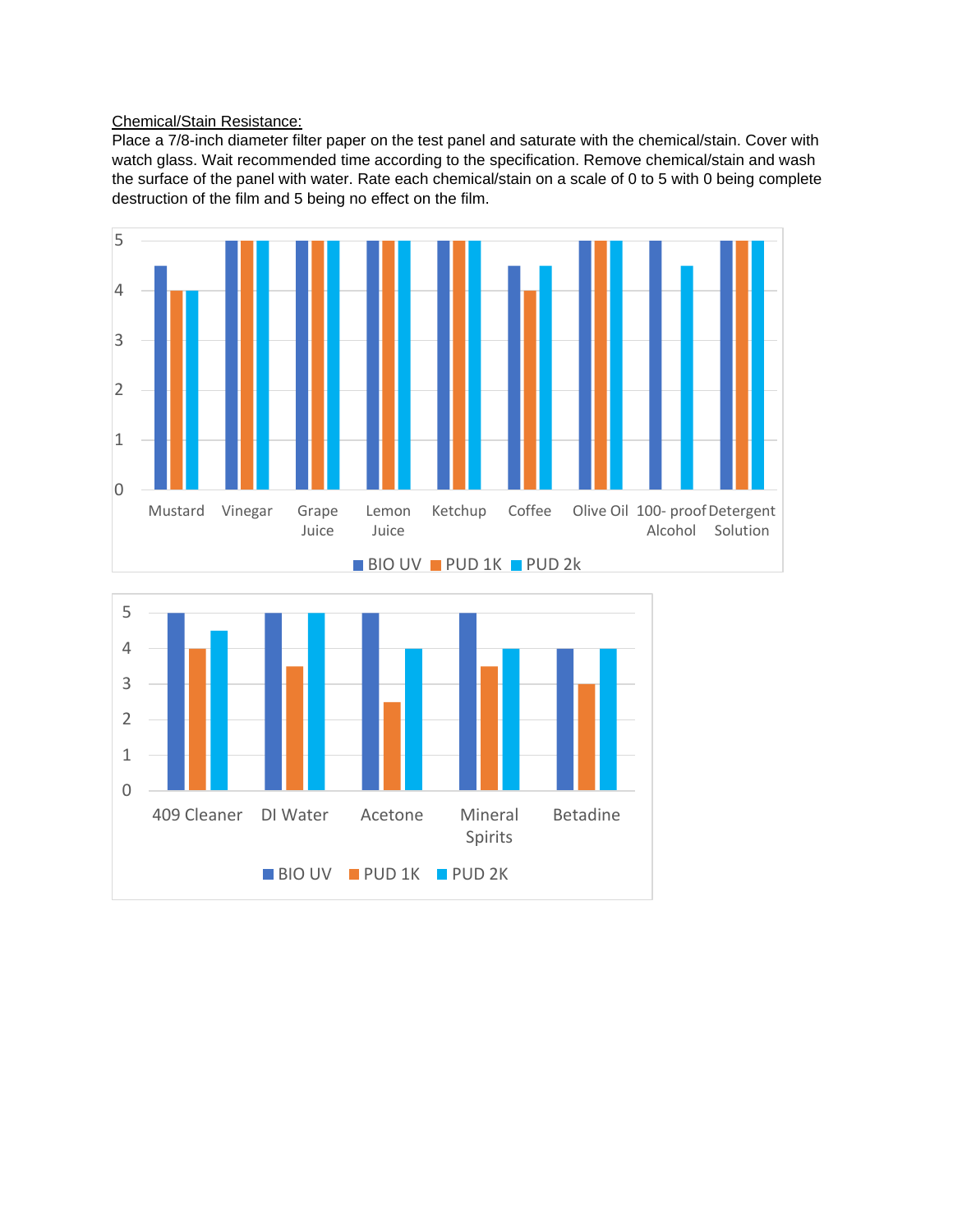<u>Chemical/Stain Resistance:</u>

Place a 7/8-inch diameter filter paper on the test panel and saturate with the chemical/stain. Cover with watch glass. Wait recommended time according to the specification. Remove chemical/stain and wash the surface of the panel with water. Rate each chemical/stain on a scale of 0 to 5 with 0 being complete destruction of the film and 5 being no effect on the film.

| | BIO UV | PUD 1K | PUD 2k |
|---|---|---|---|
| Mustard | 4.5 | 4 | 4 |
| Vinegar | 5 | 5 | 5 |
| Grape Juice | 5 | 5 | 5 |
| Lemon Juice | 5 | 5 | 5 |
| Ketchup | 5 | 5 | 5 |
| Coffee | 4.5 | 4 | 4.5 |
| Olive Oil | 5 | 5 | 5 |
| 100- proof Alcohol | 5 | 0 | 4.5 |
| Detergent Solution | 5 | 5 | 5 |

| | BIO UV | PUD 1K | PUD 2K |
|---|---|---|---|
| 409 Cleaner | 5 | 4 | 4.5 |
| DI Water | 5 | 3.5 | 5 |
| Acetone | 5 | 2.5 | 4 |
| Mineral Spirits | 5 | 3.5 | 4 |
| Betadine | 4 | 3 | 4 |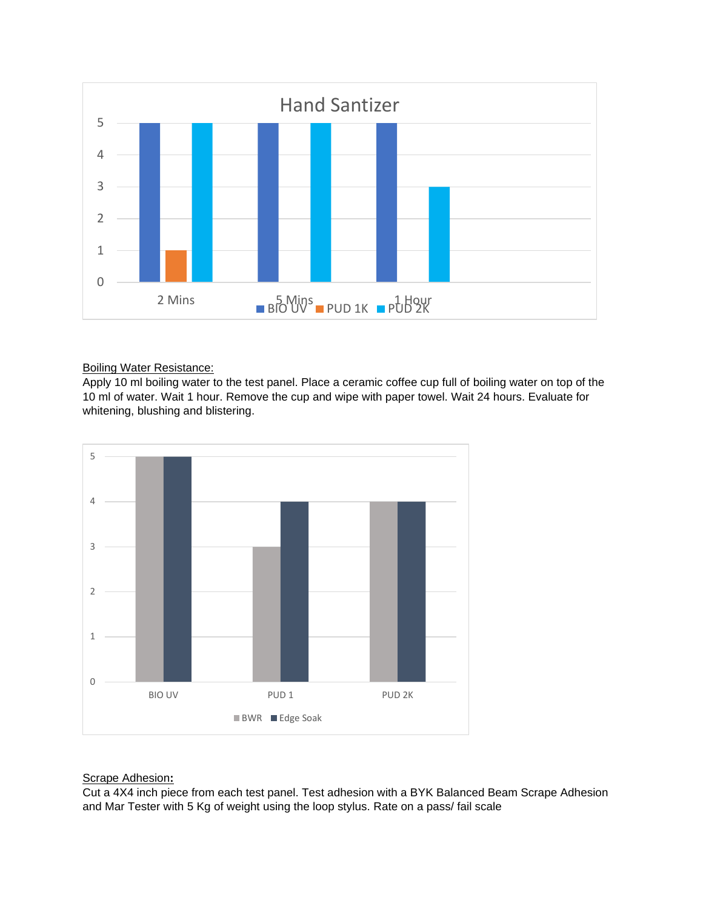Hand Santizer

| | BIO UV | PUD 1K | PUD 2K |
|---|---|---|---|
| 2 Mins | 5 | 1 | 5 |
| 5 Mins | 5 | | 5 |
| 1 Hour | 5 | | 3 |

Boiling Water Resistance:

Apply 10 ml boiling water to the test panel. Place a ceramic coffee cup full of boiling water on top of the 10 ml of water. Wait 1 hour. Remove the cup and wipe with paper towel. Wait 24 hours. Evaluate for whitening, blushing and blistering.

| | BWR | Edge Soak |
|---|---|---|
| BIO UV | 5 | 5 |
| PUD 1 | 3 | 4 |
| PUD 2K | 4 | 4 |

Scrape Adhesion:

Cut a 4X4 inch piece from each test panel. Test adhesion with a BYK Balanced Beam Scrape Adhesion and Mar Tester with 5 Kg of weight using the loop stylus. Rate on a pass/ fail scale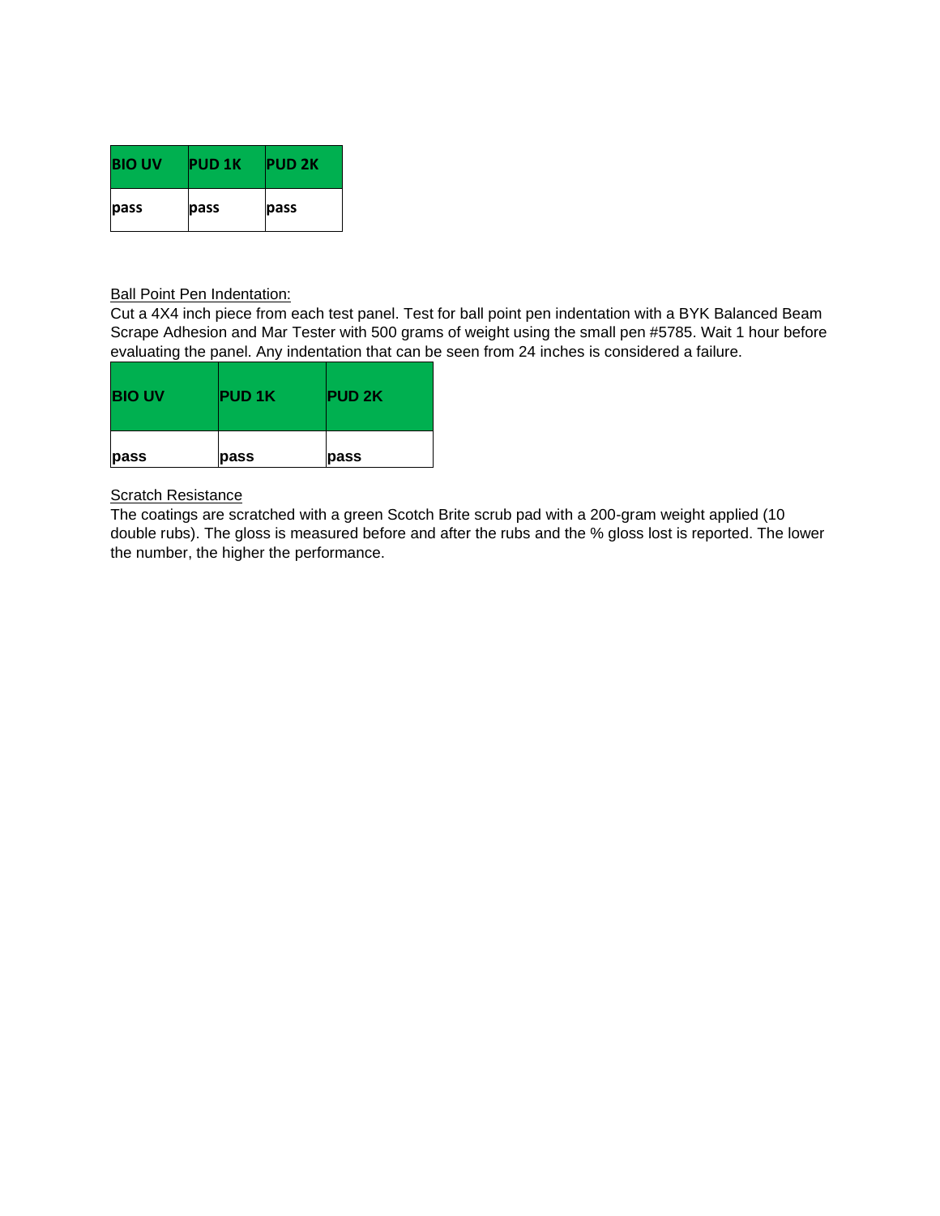| BIO UV | PUD 1K | PUD 2K |
|---|---|---|
| pass | pass | pass |

Ball Point Pen Indentation:

Cut a 4X4 inch piece from each test panel. Test for ball point pen indentation with a BYK Balanced Beam Scrape Adhesion and Mar Tester with 500 grams of weight using the small pen #5785. Wait 1 hour before evaluating the panel. Any indentation that can be seen from 24 inches is considered a failure.

| BIO UV | PUD 1K | PUD 2K |
|---|---|---|
| pass | pass | pass |

Scratch Resistance

The coatings are scratched with a green Scotch Brite scrub pad with a 200-gram weight applied (10 double rubs). The gloss is measured before and after the rubs and the % gloss lost is reported. The lower the number, the higher the performance.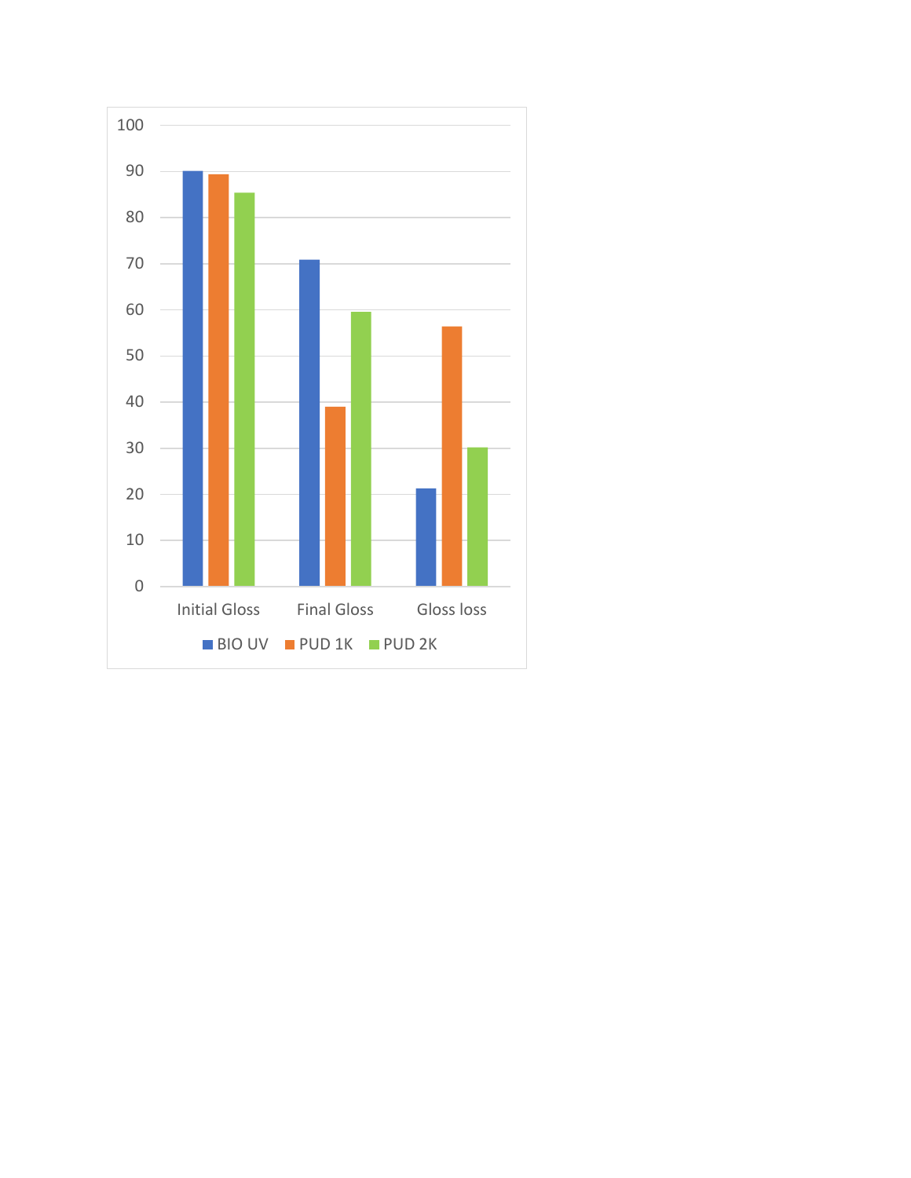Initial Gloss | Final Gloss | Gloss loss

■ BIO UV ■ PUD 1K ■ PUD 2K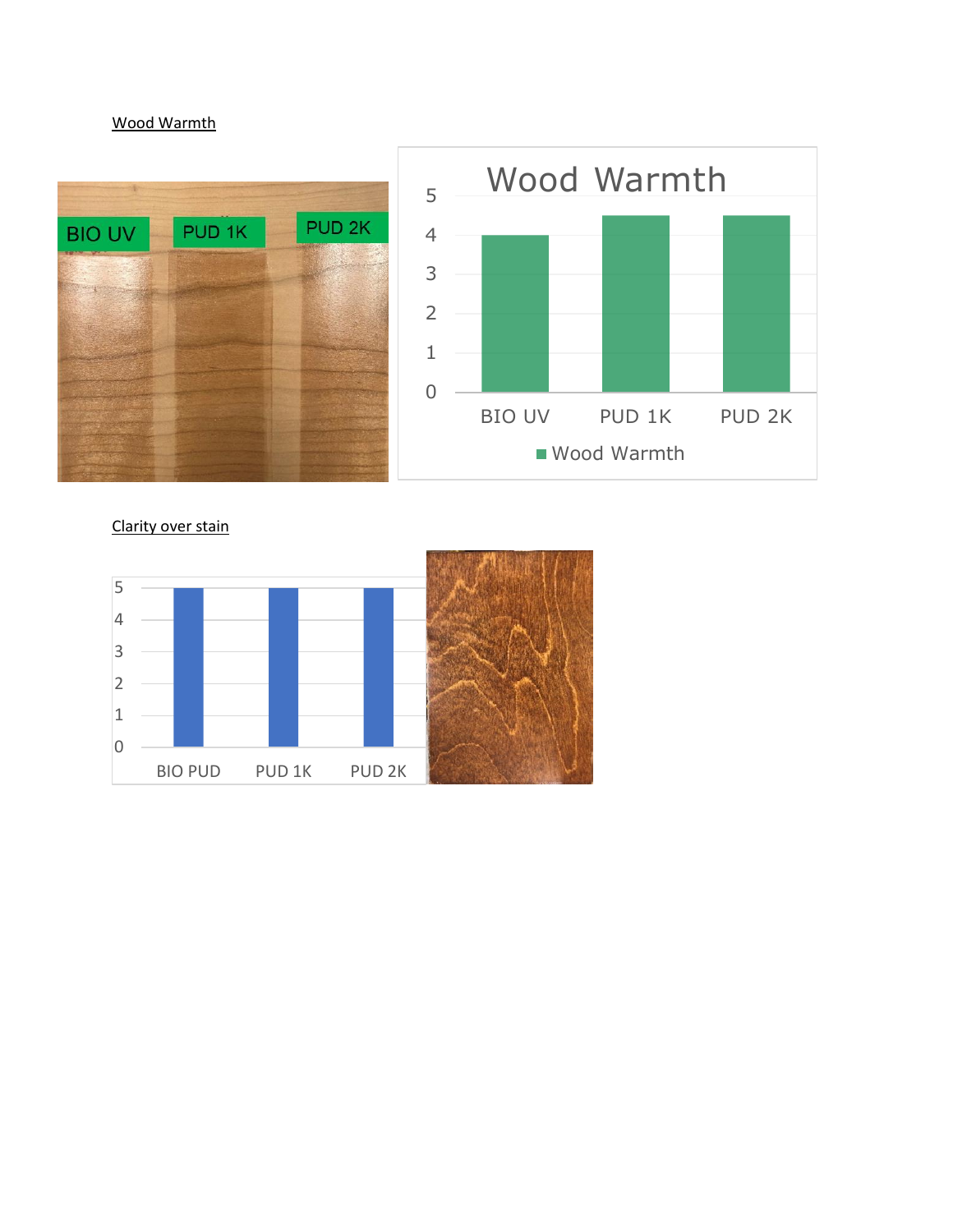Wood Warmth

Clarity over stain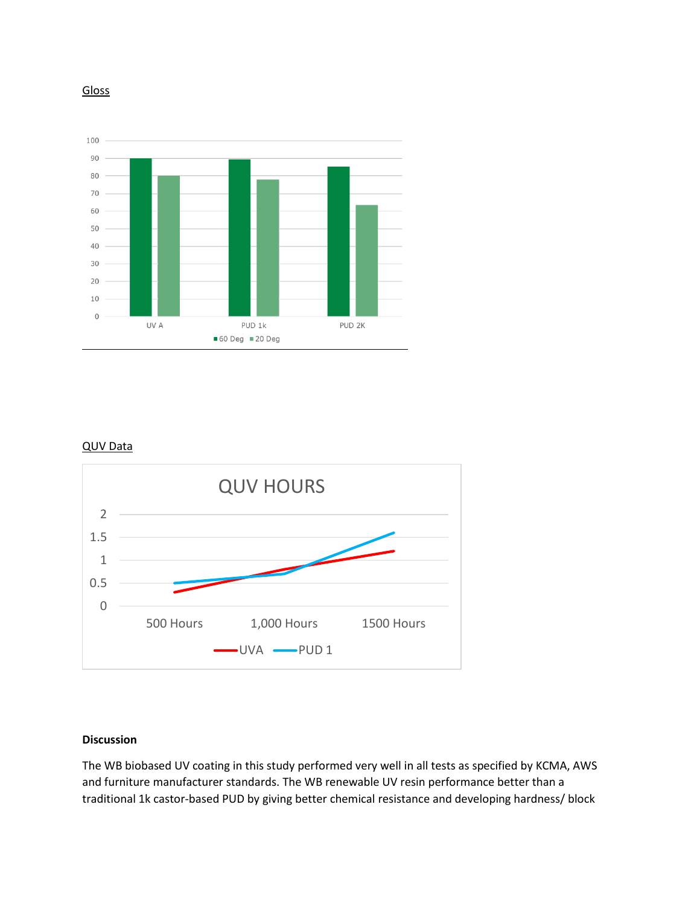Gloss

QUV Data

**Discussion**

The WB biobased UV coating in this study performed very well in all tests as specified by KCMA, AWS and furniture manufacturer standards. The WB renewable UV resin performance better than a traditional 1k castor-based PUD by giving better chemical resistance and developing hardness/ block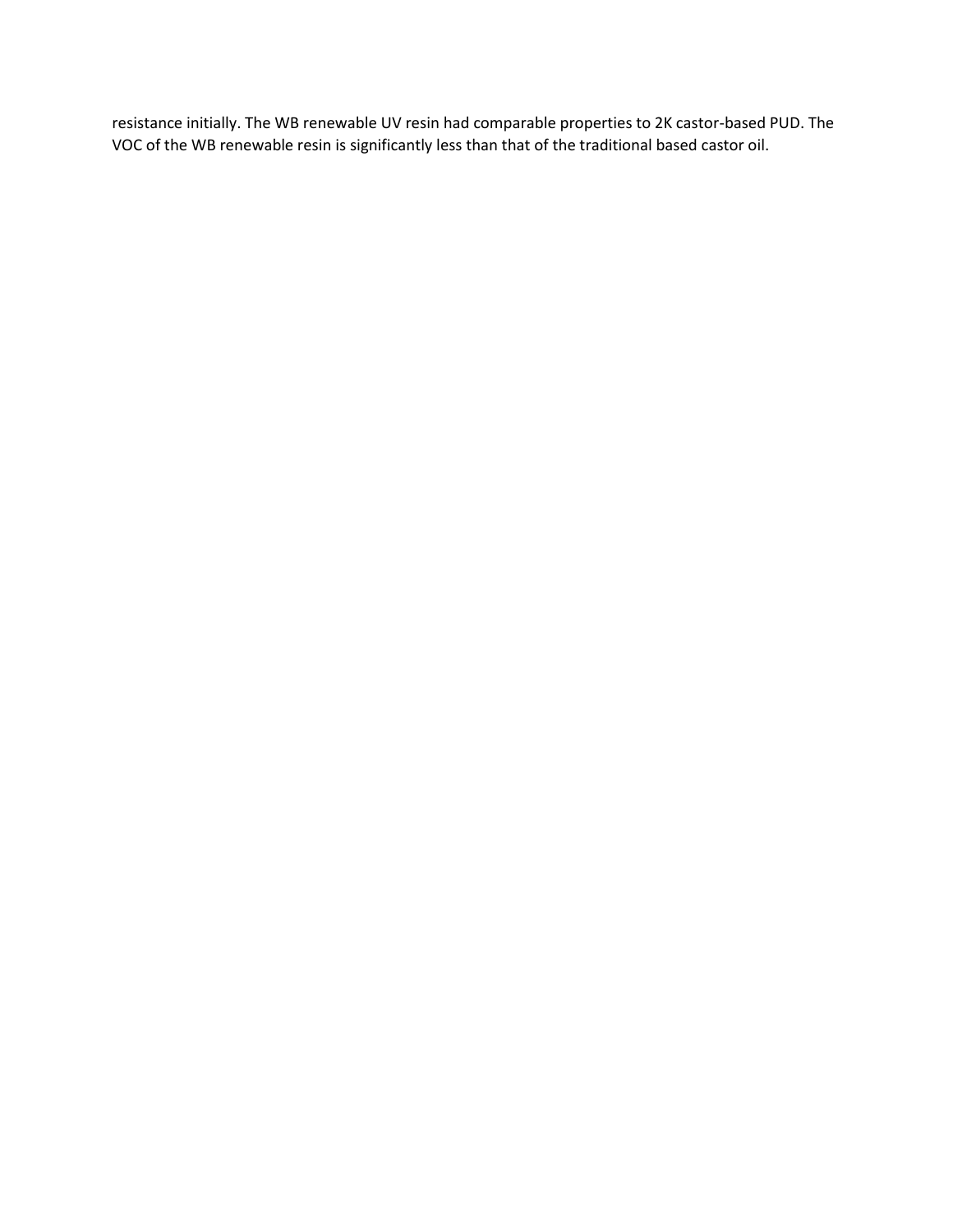resistance initially. The WB renewable UV resin had comparable properties to 2K castor-based PUD. The VOC of the WB renewable resin is significantly less than that of the traditional based castor oil.